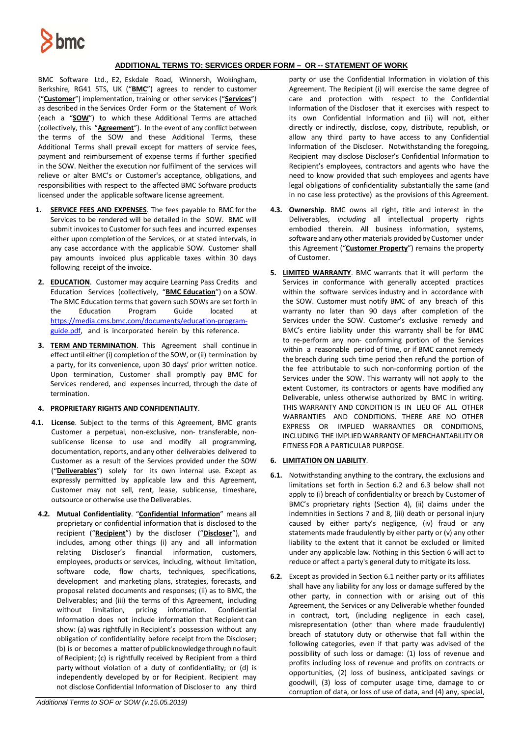## ADDITIONAL TERMS TO: SERVICES ORDER FORM – OR -- STATEMENT OF WORK

BMC Software Ltd., E2, Eskdale Road, Winnersh, Wokingham, Berkshire, RG41 5TS, UK ("**BMC**") agrees to render to customer ("**Customer**") implementation, training or other services ("**Services**") as described in the Services Order Form or the Statement of Work (each a "**SOW**") to which these Additional Terms are attached (collectively, this "**Agreement**"). In the event of any conflict between the terms of the SOW and these Additional Terms, these Additional Terms shall prevail except for matters of service fees, payment and reimbursement of expense terms if further specified in the SOW. Neither the execution nor fulfilment of the services will relieve or alter BMC's or Customer's acceptance, obligations, and responsibilities with respect to the affected BMC Software products licensed under the applicable software license agreement.

1. **SERVICE FEES AND EXPENSES**. The fees payable to BMC for the Services to be rendered will be detailed in the SOW. BMC will submit invoices to Customer for such fees and incurred expenses either upon completion of the Services, or at stated intervals, in any case accordance with the applicable SOW. Customer shall pay amounts invoiced plus applicable taxes within 30 days following receipt of the invoice.

2. **EDUCATION**. Customer may acquire Learning Pass Credits and Education Services (collectively, "**BMC Education**") on a SOW. The BMC Education terms that govern such SOWs are set forth in the Education Program Guide located at https://media.cms.bmc.com/documents/education-program-guide.pdf, and is incorporated herein by this reference.

3. **TERM AND TERMINATION**. This Agreement shall continue in effect until either (i) completion of the SOW, or (ii) termination by a party, for its convenience, upon 30 days' prior written notice. Upon termination, Customer shall promptly pay BMC for Services rendered, and expenses incurred, through the date of termination.

4. **PROPRIETARY RIGHTS AND CONFIDENTIALITY**.

**4.1. License**. Subject to the terms of this Agreement, BMC grants Customer a perpetual, non-exclusive, non- transferable, non-sublicense license to use and modify all programming, documentation, reports, and any other deliverables delivered to Customer as a result of the Services provided under the SOW ("**Deliverables**") solely for its own internal use. Except as expressly permitted by applicable law and this Agreement, Customer may not sell, rent, lease, sublicense, timeshare, outsource or otherwise use the Deliverables.

**4.2. Mutual Confidentiality**. "**Confidential Information**" means all proprietary or confidential information that is disclosed to the recipient ("**Recipient**") by the discloser ("**Discloser**"), and includes, among other things (i) any and all information relating Discloser's financial information, customers, employees, products or services, including, without limitation, software code, flow charts, techniques, specifications, development and marketing plans, strategies, forecasts, and proposal related documents and responses; (ii) as to BMC, the Deliverables; and (iii) the terms of this Agreement, including without limitation, pricing information. Confidential Information does not include information that Recipient can show: (a) was rightfully in Recipient's possession without any obligation of confidentiality before receipt from the Discloser; (b) is or becomes a matter of public knowledge through no fault of Recipient; (c) is rightfully received by Recipient from a third party without violation of a duty of confidentiality; or (d) is independently developed by or for Recipient. Recipient may not disclose Confidential Information of Discloser to any third party or use the Confidential Information in violation of this Agreement. The Recipient (i) will exercise the same degree of care and protection with respect to the Confidential Information of the Discloser that it exercises with respect to its own Confidential Information and (ii) will not, either directly or indirectly, disclose, copy, distribute, republish, or allow any third party to have access to any Confidential Information of the Discloser. Notwithstanding the foregoing, Recipient may disclose Discloser's Confidential Information to Recipient's employees, contractors and agents who have the need to know provided that such employees and agents have legal obligations of confidentiality substantially the same (and in no case less protective) as the provisions of this Agreement.

**4.3. Ownership**. BMC owns all right, title and interest in the Deliverables, *including* all intellectual property rights embodied therein. All business information, systems, software and any other materials provided by Customer under this Agreement ("**Customer Property**") remains the property of Customer.

5. **LIMITED WARRANTY**. BMC warrants that it will perform the Services in conformance with generally accepted practices within the software services industry and in accordance with the SOW. Customer must notify BMC of any breach of this warranty no later than 90 days after completion of the Services under the SOW. Customer's exclusive remedy and BMC's entire liability under this warranty shall be for BMC to re-perform any non- conforming portion of the Services within a reasonable period of time, or if BMC cannot remedy the breach during such time period then refund the portion of the fee attributable to such non-conforming portion of the Services under the SOW. This warranty will not apply to the extent Customer, its contractors or agents have modified any Deliverable, unless otherwise authorized by BMC in writing. THIS WARRANTY AND CONDITION IS IN LIEU OF ALL OTHER WARRANTIES AND CONDITIONS. THERE ARE NO OTHER EXPRESS OR IMPLIED WARRANTIES OR CONDITIONS, INCLUDING THE IMPLIED WARRANTY OF MERCHANTABILITY OR FITNESS FOR A PARTICULAR PURPOSE.

6. **LIMITATION ON LIABILITY**.

**6.1.** Notwithstanding anything to the contrary, the exclusions and limitations set forth in Section 6.2 and 6.3 below shall not apply to (i) breach of confidentiality or breach by Customer of BMC's proprietary rights (Section 4), (ii) claims under the indemnities in Sections 7 and 8, (iii) death or personal injury caused by either party's negligence, (iv) fraud or any statements made fraudulently by either party or (v) any other liability to the extent that it cannot be excluded or limited under any applicable law. Nothing in this Section 6 will act to reduce or affect a party's general duty to mitigate its loss.

**6.2.** Except as provided in Section 6.1 neither party or its affiliates shall have any liability for any loss or damage suffered by the other party, in connection with or arising out of this Agreement, the Services or any Deliverable whether founded in contract, tort, (including negligence in each case), misrepresentation (other than where made fraudulently) breach of statutory duty or otherwise that fall within the following categories, even if that party was advised of the possibility of such loss or damage: (1) loss of revenue and profits including loss of revenue and profits on contracts or opportunities, (2) loss of business, anticipated savings or goodwill, (3) loss of computer usage time, damage to or corruption of data, or loss of use of data, and (4) any, special,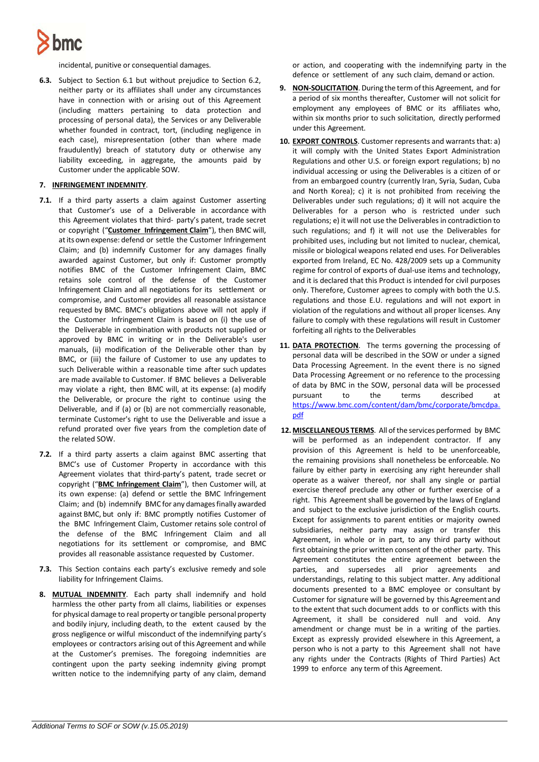incidental, punitive or consequential damages.

**6.3.** Subject to Section 6.1 but without prejudice to Section 6.2, neither party or its affiliates shall under any circumstances have in connection with or arising out of this Agreement (including matters pertaining to data protection and processing of personal data), the Services or any Deliverable whether founded in contract, tort, (including negligence in each case), misrepresentation (other than where made fraudulently) breach of statutory duty or otherwise any liability exceeding, in aggregate, the amounts paid by Customer under the applicable SOW.

**7. INFRINGEMENT INDEMNITY.**

**7.1.** If a third party asserts a claim against Customer asserting that Customer's use of a Deliverable in accordance with this Agreement violates that third- party's patent, trade secret or copyright ("**Customer Infringement Claim**"), then BMC will, at its own expense: defend or settle the Customer Infringement Claim; and (b) indemnify Customer for any damages finally awarded against Customer, but only if: Customer promptly notifies BMC of the Customer Infringement Claim, BMC retains sole control of the defense of the Customer Infringement Claim and all negotiations for its settlement or compromise, and Customer provides all reasonable assistance requested by BMC. BMC's obligations above will not apply if the Customer Infringement Claim is based on (i) the use of the Deliverable in combination with products not supplied or approved by BMC in writing or in the Deliverable's user manuals, (ii) modification of the Deliverable other than by BMC, or (iii) the failure of Customer to use any updates to such Deliverable within a reasonable time after such updates are made available to Customer. If BMC believes a Deliverable may violate a right, then BMC will, at its expense: (a) modify the Deliverable, or procure the right to continue using the Deliverable, and if (a) or (b) are not commercially reasonable, terminate Customer's right to use the Deliverable and issue a refund prorated over five years from the completion date of the related SOW.

**7.2.** If a third party asserts a claim against BMC asserting that BMC's use of Customer Property in accordance with this Agreement violates that third-party's patent, trade secret or copyright ("**BMC Infringement Claim**"), then Customer will, at its own expense: (a) defend or settle the BMC Infringement Claim; and (b) indemnify BMC for any damages finally awarded against BMC, but only if: BMC promptly notifies Customer of the BMC Infringement Claim, Customer retains sole control of the defense of the BMC Infringement Claim and all negotiations for its settlement or compromise, and BMC provides all reasonable assistance requested by Customer.

**7.3.** This Section contains each party's exclusive remedy and sole liability for Infringement Claims.

**8. MUTUAL INDEMNITY.** Each party shall indemnify and hold harmless the other party from all claims, liabilities or expenses for physical damage to real property or tangible personal property and bodily injury, including death, to the extent caused by the gross negligence or wilful misconduct of the indemnifying party's employees or contractors arising out of this Agreement and while at the Customer's premises. The foregoing indemnities are contingent upon the party seeking indemnity giving prompt written notice to the indemnifying party of any claim, demand or action, and cooperating with the indemnifying party in the defence or settlement of any such claim, demand or action.

**9. NON-SOLICITATION.** During the term of this Agreement, and for a period of six months thereafter, Customer will not solicit for employment any employees of BMC or its affiliates who, within six months prior to such solicitation, directly performed under this Agreement.

**10. EXPORT CONTROLS.** Customer represents and warrants that: a) it will comply with the United States Export Administration Regulations and other U.S. or foreign export regulations; b) no individual accessing or using the Deliverables is a citizen of or from an embargoed country (currently Iran, Syria, Sudan, Cuba and North Korea); c) it is not prohibited from receiving the Deliverables under such regulations; d) it will not acquire the Deliverables for a person who is restricted under such regulations; e) it will not use the Deliverables in contradiction to such regulations; and f) it will not use the Deliverables for prohibited uses, including but not limited to nuclear, chemical, missile or biological weapons related end uses. For Deliverables exported from Ireland, EC No. 428/2009 sets up a Community regime for control of exports of dual-use items and technology, and it is declared that this Product is intended for civil purposes only. Therefore, Customer agrees to comply with both the U.S. regulations and those E.U. regulations and will not export in violation of the regulations and without all proper licenses. Any failure to comply with these regulations will result in Customer forfeiting all rights to the Deliverables

**11. DATA PROTECTION.** The terms governing the processing of personal data will be described in the SOW or under a signed Data Processing Agreement. In the event there is no signed Data Processing Agreement or no reference to the processing of data by BMC in the SOW, personal data will be processed pursuant to the terms described at https://www.bmc.com/content/dam/bmc/corporate/bmcdpa.pdf

**12. MISCELLANEOUS TERMS.** All of the services performed by BMC will be performed as an independent contractor. If any provision of this Agreement is held to be unenforceable, the remaining provisions shall nonetheless be enforceable. No failure by either party in exercising any right hereunder shall operate as a waiver thereof, nor shall any single or partial exercise thereof preclude any other or further exercise of a right. This Agreement shall be governed by the laws of England and subject to the exclusive jurisdiction of the English courts. Except for assignments to parent entities or majority owned subsidiaries, neither party may assign or transfer this Agreement, in whole or in part, to any third party without first obtaining the prior written consent of the other party. This Agreement constitutes the entire agreement between the parties, and supersedes all prior agreements and understandings, relating to this subject matter. Any additional documents presented to a BMC employee or consultant by Customer for signature will be governed by this Agreement and to the extent that such document adds to or conflicts with this Agreement, it shall be considered null and void. Any amendment or change must be in a writing of the parties. Except as expressly provided elsewhere in this Agreement, a person who is not a party to this Agreement shall not have any rights under the Contracts (Rights of Third Parties) Act 1999 to enforce any term of this Agreement.